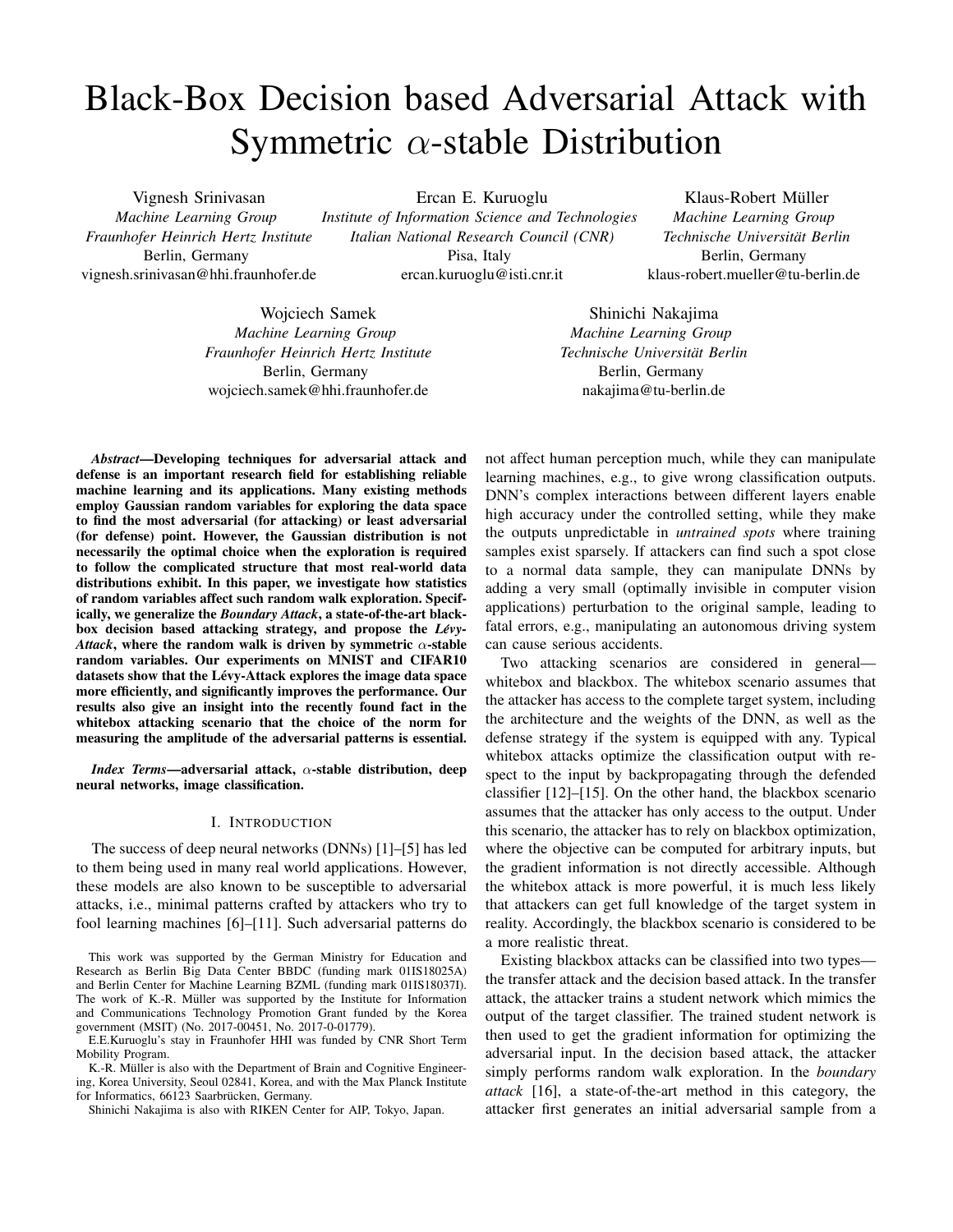# Black-Box Decision based Adversarial Attack with Symmetric $\alpha$-stable Distribution

Vignesh Srinivasan
*Machine Learning Group*
*Fraunhofer Heinrich Hertz Institute*
Berlin, Germany
vignesh.srinivasan@hhi.fraunhofer.de

Ercan E. Kuruoglu
*Institute of Information Science and Technologies*
*Italian National Research Council (CNR)*
Pisa, Italy
ercan.kuruoglu@isti.cnr.it

Klaus-Robert Müller
*Machine Learning Group*
*Technische Universität Berlin*
Berlin, Germany
klaus-robert.mueller@tu-berlin.de

Wojciech Samek
*Machine Learning Group*
*Fraunhofer Heinrich Hertz Institute*
Berlin, Germany
wojciech.samek@hhi.fraunhofer.de

Shinichi Nakajima
*Machine Learning Group*
*Technische Universität Berlin*
Berlin, Germany
nakajima@tu-berlin.de

***Abstract*—Developing techniques for adversarial attack and defense is an important research field for establishing reliable machine learning and its applications. Many existing methods employ Gaussian random variables for exploring the data space to find the most adversarial (for attacking) or least adversarial (for defense) point. However, the Gaussian distribution is not necessarily the optimal choice when the exploration is required to follow the complicated structure that most real-world data distributions exhibit. In this paper, we investigate how statistics of random variables affect such random walk exploration. Specifically, we generalize the *Boundary Attack*, a state-of-the-art black-box decision based attacking strategy, and propose the *Lévy-Attack*, where the random walk is driven by symmetric $\alpha$-stable random variables. Our experiments on MNIST and CIFAR10 datasets show that the Lévy-Attack explores the image data space more efficiently, and significantly improves the performance. Our results also give an insight into the recently found fact in the whitebox attacking scenario that the choice of the norm for measuring the amplitude of the adversarial patterns is essential.**

***Index Terms*—adversarial attack, $\alpha$-stable distribution, deep neural networks, image classification.**

## I. Introduction

The success of deep neural networks (DNNs) [1]–[5] has led to them being used in many real world applications. However, these models are also known to be susceptible to adversarial attacks, i.e., minimal patterns crafted by attackers who try to fool learning machines [6]–[11]. Such adversarial patterns do not affect human perception much, while they can manipulate learning machines, e.g., to give wrong classification outputs. DNN's complex interactions between different layers enable high accuracy under the controlled setting, while they make the outputs unpredictable in *untrained spots* where training samples exist sparsely. If attackers can find such a spot close to a normal data sample, they can manipulate DNNs by adding a very small (optimally invisible in computer vision applications) perturbation to the original sample, leading to fatal errors, e.g., manipulating an autonomous driving system can cause serious accidents.

Two attacking scenarios are considered in general—whitebox and blackbox. The whitebox scenario assumes that the attacker has access to the complete target system, including the architecture and the weights of the DNN, as well as the defense strategy if the system is equipped with any. Typical whitebox attacks optimize the classification output with respect to the input by backpropagating through the defended classifier [12]–[15]. On the other hand, the blackbox scenario assumes that the attacker has only access to the output. Under this scenario, the attacker has to rely on blackbox optimization, where the objective can be computed for arbitrary inputs, but the gradient information is not directly accessible. Although the whitebox attack is more powerful, it is much less likely that attackers can get full knowledge of the target system in reality. Accordingly, the blackbox scenario is considered to be a more realistic threat.

Existing blackbox attacks can be classified into two types—the transfer attack and the decision based attack. In the transfer attack, the attacker trains a student network which mimics the output of the target classifier. The trained student network is then used to get the gradient information for optimizing the adversarial input. In the decision based attack, the attacker simply performs random walk exploration. In the *boundary attack* [16], a state-of-the-art method in this category, the attacker first generates an initial adversarial sample from a

This work was supported by the German Ministry for Education and Research as Berlin Big Data Center BBDC (funding mark 01IS18025A) and Berlin Center for Machine Learning BZML (funding mark 01IS18037I). The work of K.-R. Müller was supported by the Institute for Information and Communications Technology Promotion Grant funded by the Korea government (MSIT) (No. 2017-00451, No. 2017-0-01779).

E.E.Kuruoglu's stay in Fraunhofer HHI was funded by CNR Short Term Mobility Program.

K.-R. Müller is also with the Department of Brain and Cognitive Engineering, Korea University, Seoul 02841, Korea, and with the Max Planck Institute for Informatics, 66123 Saarbrücken, Germany.

Shinichi Nakajima is also with RIKEN Center for AIP, Tokyo, Japan.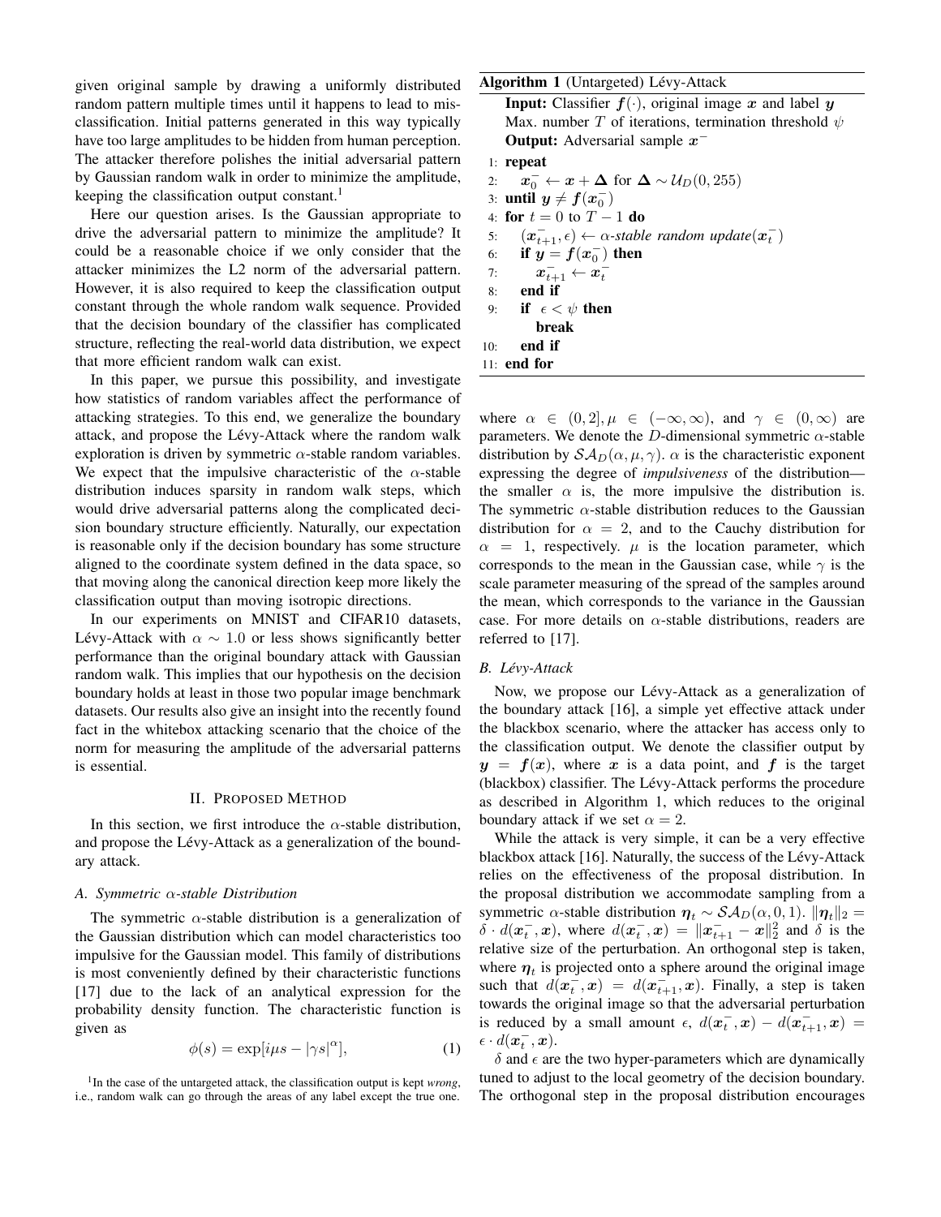given original sample by drawing a uniformly distributed random pattern multiple times until it happens to lead to misclassification. Initial patterns generated in this way typically have too large amplitudes to be hidden from human perception. The attacker therefore polishes the initial adversarial pattern by Gaussian random walk in order to minimize the amplitude, keeping the classification output constant.[1]

Here our question arises. Is the Gaussian appropriate to drive the adversarial pattern to minimize the amplitude? It could be a reasonable choice if we only consider that the attacker minimizes the L2 norm of the adversarial pattern. However, it is also required to keep the classification output constant through the whole random walk sequence. Provided that the decision boundary of the classifier has complicated structure, reflecting the real-world data distribution, we expect that more efficient random walk can exist.

In this paper, we pursue this possibility, and investigate how statistics of random variables affect the performance of attacking strategies. To this end, we generalize the boundary attack, and propose the Lévy-Attack where the random walk exploration is driven by symmetric $\alpha$-stable random variables. We expect that the impulsive characteristic of the $\alpha$-stable distribution induces sparsity in random walk steps, which would drive adversarial patterns along the complicated decision boundary structure efficiently. Naturally, our expectation is reasonable only if the decision boundary has some structure aligned to the coordinate system defined in the data space, so that moving along the canonical direction keep more likely the classification output than moving isotropic directions.

In our experiments on MNIST and CIFAR10 datasets, Lévy-Attack with $\alpha \sim 1.0$ or less shows significantly better performance than the original boundary attack with Gaussian random walk. This implies that our hypothesis on the decision boundary holds at least in those two popular image benchmark datasets. Our results also give an insight into the recently found fact in the whitebox attacking scenario that the choice of the norm for measuring the amplitude of the adversarial patterns is essential.

## II. Proposed Method

In this section, we first introduce the $\alpha$-stable distribution, and propose the Lévy-Attack as a generalization of the boundary attack.

### A. Symmetric $\alpha$-stable Distribution

The symmetric $\alpha$-stable distribution is a generalization of the Gaussian distribution which can model characteristics too impulsive for the Gaussian model. This family of distributions is most conveniently defined by their characteristic functions [17] due to the lack of an analytical expression for the probability density function. The characteristic function is given as

$$\phi(s) = \exp[i\mu s - |\gamma s|^{\alpha}], \tag{1}$$

[1] In the case of the untargeted attack, the classification output is kept *wrong*, i.e., random walk can go through the areas of any label except the true one.

**Algorithm 1** (Untargeted) Lévy-Attack

**Input:** Classifier $\boldsymbol{f}(\cdot)$, original image $\boldsymbol{x}$ and label $\boldsymbol{y}$
Max. number $T$ of iterations, termination threshold $\psi$
**Output:** Adversarial sample $\boldsymbol{x}^-$

```
1:  repeat
2:      x_0^- ← x + Δ for Δ ~ U_D(0, 255)
3:  until y ≠ f(x_0^-)
4:  for t = 0 to T − 1 do
5:      (x_{t+1}^-, ε) ← α-stable random update(x_t^-)
6:      if y = f(x_0^-) then
7:          x_{t+1}^- ← x_t^-
8:      end if
9:      if ε < ψ then
            break
10:     end if
11: end for
```

where $\alpha \in (0, 2], \mu \in (-\infty, \infty)$, and $\gamma \in (0, \infty)$ are parameters. We denote the $D$-dimensional symmetric $\alpha$-stable distribution by $\mathcal{SA}_D(\alpha, \mu, \gamma)$. $\alpha$ is the characteristic exponent expressing the degree of *impulsiveness* of the distribution—the smaller $\alpha$ is, the more impulsive the distribution is. The symmetric $\alpha$-stable distribution reduces to the Gaussian distribution for $\alpha = 2$, and to the Cauchy distribution for $\alpha = 1$, respectively. $\mu$ is the location parameter, which corresponds to the mean in the Gaussian case, while $\gamma$ is the scale parameter measuring of the spread of the samples around the mean, which corresponds to the variance in the Gaussian case. For more details on $\alpha$-stable distributions, readers are referred to [17].

### B. Lévy-Attack

Now, we propose our Lévy-Attack as a generalization of the boundary attack [16], a simple yet effective attack under the blackbox scenario, where the attacker has access only to the classification output. We denote the classifier output by $\boldsymbol{y} = \boldsymbol{f}(\boldsymbol{x})$, where $\boldsymbol{x}$ is a data point, and $\boldsymbol{f}$ is the target (blackbox) classifier. The Lévy-Attack performs the procedure as described in Algorithm 1, which reduces to the original boundary attack if we set $\alpha = 2$.

While the attack is very simple, it can be a very effective blackbox attack [16]. Naturally, the success of the Lévy-Attack relies on the effectiveness of the proposal distribution. In the proposal distribution we accommodate sampling from a symmetric $\alpha$-stable distribution $\boldsymbol{\eta}_t \sim \mathcal{SA}_D(\alpha, 0, 1)$. $\|\boldsymbol{\eta}_t\|_2 = \delta \cdot d(\boldsymbol{x}_t^-, \boldsymbol{x})$, where $d(\boldsymbol{x}_t^-, \boldsymbol{x}) = \|\boldsymbol{x}_{t+1}^- - \boldsymbol{x}\|_2^2$ and $\delta$ is the relative size of the perturbation. An orthogonal step is taken, where $\boldsymbol{\eta}_t$ is projected onto a sphere around the original image such that $d(\boldsymbol{x}_t^-, \boldsymbol{x}) = d(\boldsymbol{x}_{t+1}^-, \boldsymbol{x})$. Finally, a step is taken towards the original image so that the adversarial perturbation is reduced by a small amount $\epsilon$, $d(\boldsymbol{x}_t^-, \boldsymbol{x}) - d(\boldsymbol{x}_{t+1}^-, \boldsymbol{x}) = \epsilon \cdot d(\boldsymbol{x}_t^-, \boldsymbol{x})$.

$\delta$ and $\epsilon$ are the two hyper-parameters which are dynamically tuned to adjust to the local geometry of the decision boundary. The orthogonal step in the proposal distribution encourages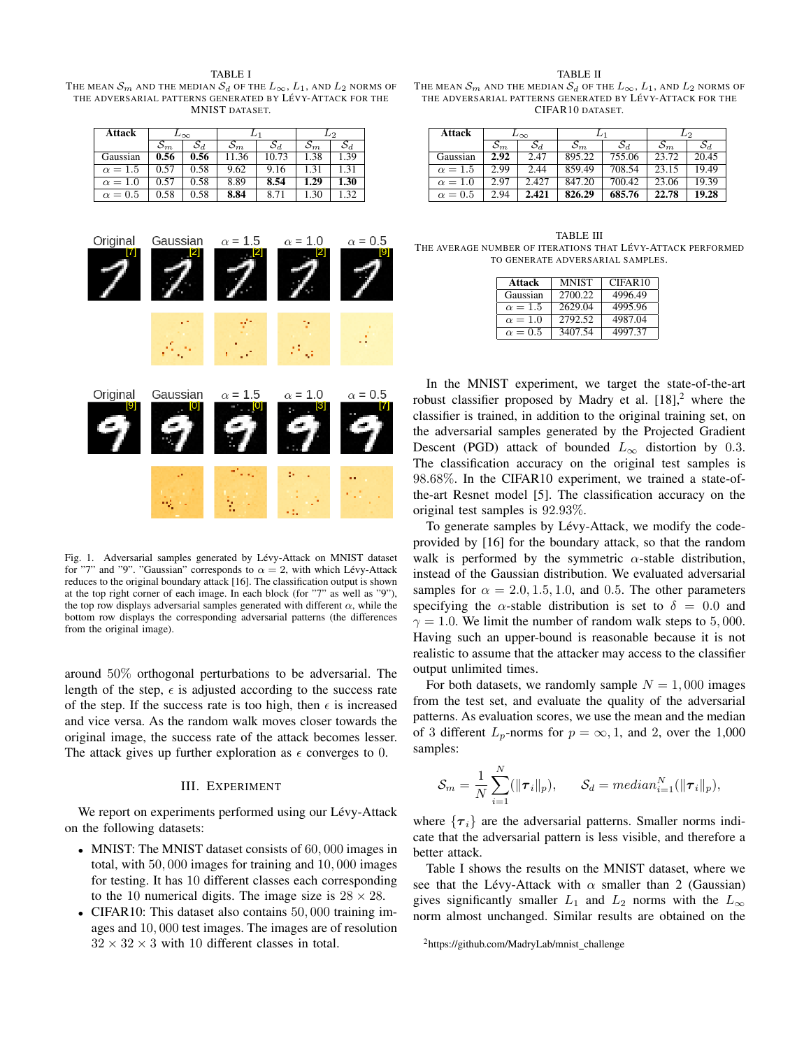TABLE I

THE MEAN $\mathcal{S}_m$ AND THE MEDIAN $\mathcal{S}_d$ OF THE $L_\infty$, $L_1$, AND $L_2$ NORMS OF THE ADVERSARIAL PATTERNS GENERATED BY LÉVY-ATTACK FOR THE MNIST DATASET.

| Attack | $L_\infty$ | | $L_1$ | | $L_2$ | |
|---|---|---|---|---|---|---|
| | $\mathcal{S}_m$ | $\mathcal{S}_d$ | $\mathcal{S}_m$ | $\mathcal{S}_d$ | $\mathcal{S}_m$ | $\mathcal{S}_d$ |
| Gaussian | **0.56** | **0.56** | 11.36 | 10.73 | 1.38 | 1.39 |
| $\alpha = 1.5$ | 0.57 | 0.58 | 9.62 | 9.16 | 1.31 | 1.31 |
| $\alpha = 1.0$ | 0.57 | 0.58 | 8.89 | **8.54** | **1.29** | **1.30** |
| $\alpha = 0.5$ | 0.58 | 0.58 | **8.84** | 8.71 | 1.30 | 1.32 |

Original Gaussian $\alpha = 1.5$ $\alpha = 1.0$ $\alpha = 0.5$

[7] [2] [2] [2] [9]

Original Gaussian $\alpha = 1.5$ $\alpha = 1.0$ $\alpha = 0.5$

[9] [0] [0] [3] [7]

Fig. 1. Adversarial samples generated by Lévy-Attack on MNIST dataset for "7" and "9". "Gaussian" corresponds to $\alpha = 2$, with which Lévy-Attack reduces to the original boundary attack [16]. The classification output is shown at the top right corner of each image. In each block (for "7" as well as "9"), the top row displays adversarial samples generated with different $\alpha$, while the bottom row displays the corresponding adversarial patterns (the differences from the original image).

around 50% orthogonal perturbations to be adversarial. The length of the step, $\epsilon$ is adjusted according to the success rate of the step. If the success rate is too high, then $\epsilon$ is increased and vice versa. As the random walk moves closer towards the original image, the success rate of the attack becomes lesser. The attack gives up further exploration as $\epsilon$ converges to 0.

## III. Experiment

We report on experiments performed using our Lévy-Attack on the following datasets:

- MNIST: The MNIST dataset consists of 60,000 images in total, with 50,000 images for training and 10,000 images for testing. It has 10 different classes each corresponding to the 10 numerical digits. The image size is $28 \times 28$.
- CIFAR10: This dataset also contains 50,000 training images and 10,000 test images. The images are of resolution $32 \times 32 \times 3$ with 10 different classes in total.

TABLE II

THE MEAN $\mathcal{S}_m$ AND THE MEDIAN $\mathcal{S}_d$ OF THE $L_\infty$, $L_1$, AND $L_2$ NORMS OF THE ADVERSARIAL PATTERNS GENERATED BY LÉVY-ATTACK FOR THE CIFAR10 DATASET.

| Attack | $L_\infty$ | | $L_1$ | | $L_2$ | |
|---|---|---|---|---|---|---|
| | $\mathcal{S}_m$ | $\mathcal{S}_d$ | $\mathcal{S}_m$ | $\mathcal{S}_d$ | $\mathcal{S}_m$ | $\mathcal{S}_d$ |
| Gaussian | **2.92** | 2.47 | 895.22 | 755.06 | 23.72 | 20.45 |
| $\alpha = 1.5$ | 2.99 | 2.44 | 859.49 | 708.54 | 23.15 | 19.49 |
| $\alpha = 1.0$ | 2.97 | 2.427 | 847.20 | 700.42 | 23.06 | 19.39 |
| $\alpha = 0.5$ | 2.94 | **2.421** | **826.29** | **685.76** | **22.78** | **19.28** |

TABLE III

THE AVERAGE NUMBER OF ITERATIONS THAT LÉVY-ATTACK PERFORMED TO GENERATE ADVERSARIAL SAMPLES.

| Attack | MNIST | CIFAR10 |
|---|---|---|
| Gaussian | 2700.22 | 4996.49 |
| $\alpha = 1.5$ | 2629.04 | 4995.96 |
| $\alpha = 1.0$ | 2792.52 | 4987.04 |
| $\alpha = 0.5$ | 3407.54 | 4997.37 |

In the MNIST experiment, we target the state-of-the-art robust classifier proposed by Madry et al. [18],[2] where the classifier is trained, in addition to the original training set, on the adversarial samples generated by the Projected Gradient Descent (PGD) attack of bounded $L_\infty$ distortion by 0.3. The classification accuracy on the original test samples is 98.68%. In the CIFAR10 experiment, we trained a state-of-the-art Resnet model [5]. The classification accuracy on the original test samples is 92.93%.

To generate samples by Lévy-Attack, we modify the code-provided by [16] for the boundary attack, so that the random walk is performed by the symmetric $\alpha$-stable distribution, instead of the Gaussian distribution. We evaluated adversarial samples for $\alpha = 2.0, 1.5, 1.0$, and $0.5$. The other parameters specifying the $\alpha$-stable distribution is set to $\delta = 0.0$ and $\gamma = 1.0$. We limit the number of random walk steps to 5,000. Having such an upper-bound is reasonable because it is not realistic to assume that the attacker may access to the classifier output unlimited times.

For both datasets, we randomly sample $N = 1,000$ images from the test set, and evaluate the quality of the adversarial patterns. As evaluation scores, we use the mean and the median of 3 different $L_p$-norms for $p = \infty, 1$, and 2, over the 1,000 samples:

$$\mathcal{S}_m = \frac{1}{N}\sum_{i=1}^{N}(\|\boldsymbol{\tau}_i\|_p), \qquad \mathcal{S}_d = median_{i=1}^{N}(\|\boldsymbol{\tau}_i\|_p),$$

where $\{\boldsymbol{\tau}_i\}$ are the adversarial patterns. Smaller norms indicate that the adversarial pattern is less visible, and therefore a better attack.

Table I shows the results on the MNIST dataset, where we see that the Lévy-Attack with $\alpha$ smaller than 2 (Gaussian) gives significantly smaller $L_1$ and $L_2$ norms with the $L_\infty$ norm almost unchanged. Similar results are obtained on the

[2] https://github.com/MadryLab/mnist_challenge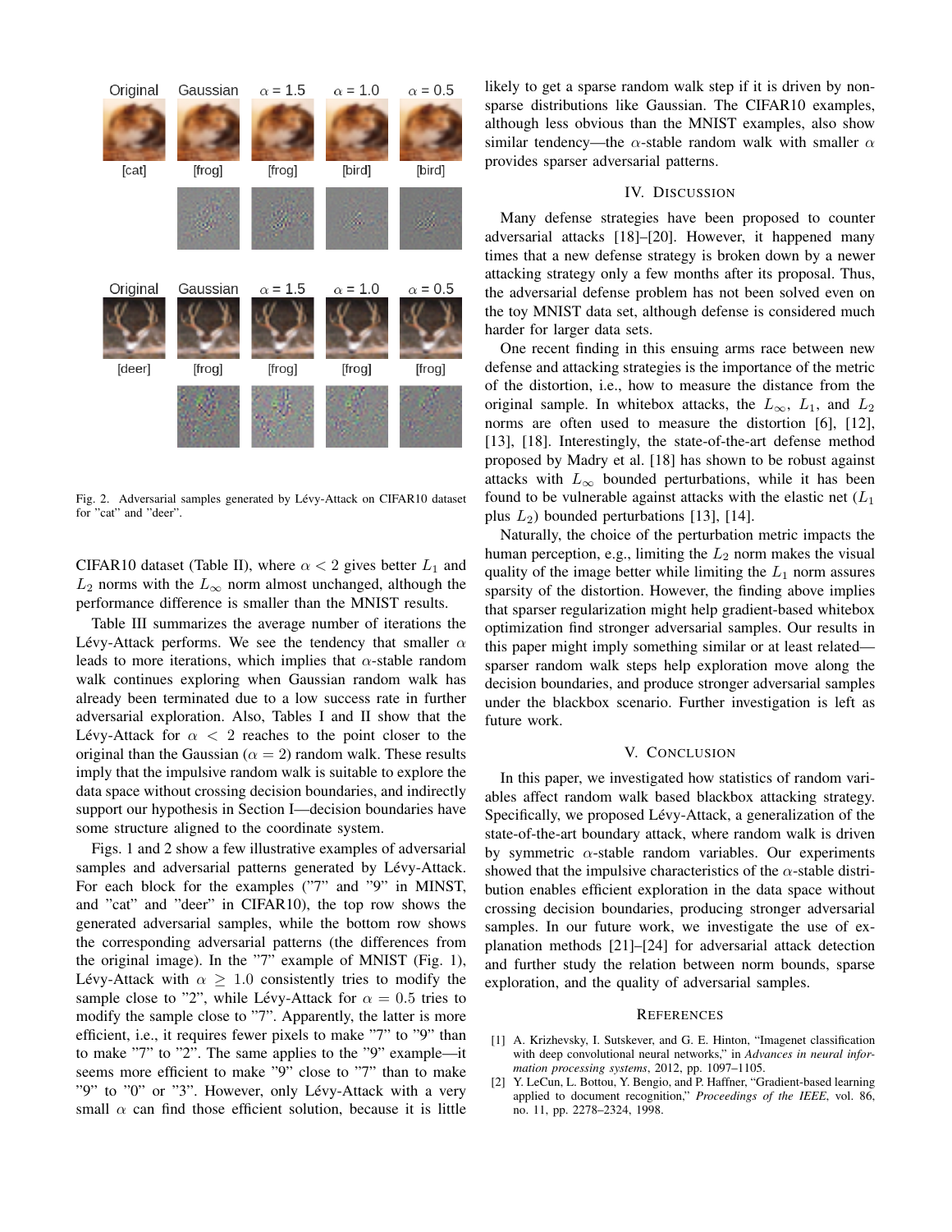Original Gaussian $\alpha = 1.5$ $\alpha = 1.0$ $\alpha = 0.5$

[cat] [frog] [frog] [bird] [bird]

Original Gaussian $\alpha = 1.5$ $\alpha = 1.0$ $\alpha = 0.5$

[deer] [frog] [frog] [frog] [frog]

Fig. 2. Adversarial samples generated by Lévy-Attack on CIFAR10 dataset for "cat" and "deer".

CIFAR10 dataset (Table II), where $\alpha < 2$ gives better $L_1$ and $L_2$ norms with the $L_\infty$ norm almost unchanged, although the performance difference is smaller than the MNIST results.

Table III summarizes the average number of iterations the Lévy-Attack performs. We see the tendency that smaller $\alpha$ leads to more iterations, which implies that $\alpha$-stable random walk continues exploring when Gaussian random walk has already been terminated due to a low success rate in further adversarial exploration. Also, Tables I and II show that the Lévy-Attack for $\alpha < 2$ reaches to the point closer to the original than the Gaussian ($\alpha = 2$) random walk. These results imply that the impulsive random walk is suitable to explore the data space without crossing decision boundaries, and indirectly support our hypothesis in Section I—decision boundaries have some structure aligned to the coordinate system.

Figs. 1 and 2 show a few illustrative examples of adversarial samples and adversarial patterns generated by Lévy-Attack. For each block for the examples ("7" and "9" in MINST, and "cat" and "deer" in CIFAR10), the top row shows the generated adversarial samples, while the bottom row shows the corresponding adversarial patterns (the differences from the original image). In the "7" example of MNIST (Fig. 1), Lévy-Attack with $\alpha \geq 1.0$ consistently tries to modify the sample close to "2", while Lévy-Attack for $\alpha = 0.5$ tries to modify the sample close to "7". Apparently, the latter is more efficient, i.e., it requires fewer pixels to make "7" to "9" than to make "7" to "2". The same applies to the "9" example—it seems more efficient to make "9" close to "7" than to make "9" to "0" or "3". However, only Lévy-Attack with a very small $\alpha$ can find those efficient solution, because it is little likely to get a sparse random walk step if it is driven by non-sparse distributions like Gaussian. The CIFAR10 examples, although less obvious than the MNIST examples, also show similar tendency—the $\alpha$-stable random walk with smaller $\alpha$ provides sparser adversarial patterns.

## IV. Discussion

Many defense strategies have been proposed to counter adversarial attacks [18]–[20]. However, it happened many times that a new defense strategy is broken down by a newer attacking strategy only a few months after its proposal. Thus, the adversarial defense problem has not been solved even on the toy MNIST data set, although defense is considered much harder for larger data sets.

One recent finding in this ensuing arms race between new defense and attacking strategies is the importance of the metric of the distortion, i.e., how to measure the distance from the original sample. In whitebox attacks, the $L_\infty$, $L_1$, and $L_2$ norms are often used to measure the distortion [6], [12], [13], [18]. Interestingly, the state-of-the-art defense method proposed by Madry et al. [18] has shown to be robust against attacks with $L_\infty$ bounded perturbations, while it has been found to be vulnerable against attacks with the elastic net ($L_1$ plus $L_2$) bounded perturbations [13], [14].

Naturally, the choice of the perturbation metric impacts the human perception, e.g., limiting the $L_2$ norm makes the visual quality of the image better while limiting the $L_1$ norm assures sparsity of the distortion. However, the finding above implies that sparser regularization might help gradient-based whitebox optimization find stronger adversarial samples. Our results in this paper might imply something similar or at least related—sparser random walk steps help exploration move along the decision boundaries, and produce stronger adversarial samples under the blackbox scenario. Further investigation is left as future work.

## V. Conclusion

In this paper, we investigated how statistics of random variables affect random walk based blackbox attacking strategy. Specifically, we proposed Lévy-Attack, a generalization of the state-of-the-art boundary attack, where random walk is driven by symmetric $\alpha$-stable random variables. Our experiments showed that the impulsive characteristics of the $\alpha$-stable distribution enables efficient exploration in the data space without crossing decision boundaries, producing stronger adversarial samples. In our future work, we investigate the use of explanation methods [21]–[24] for adversarial attack detection and further study the relation between norm bounds, sparse exploration, and the quality of adversarial samples.

## References

[1] A. Krizhevsky, I. Sutskever, and G. E. Hinton, "Imagenet classification with deep convolutional neural networks," in *Advances in neural information processing systems*, 2012, pp. 1097–1105.

[2] Y. LeCun, L. Bottou, Y. Bengio, and P. Haffner, "Gradient-based learning applied to document recognition," *Proceedings of the IEEE*, vol. 86, no. 11, pp. 2278–2324, 1998.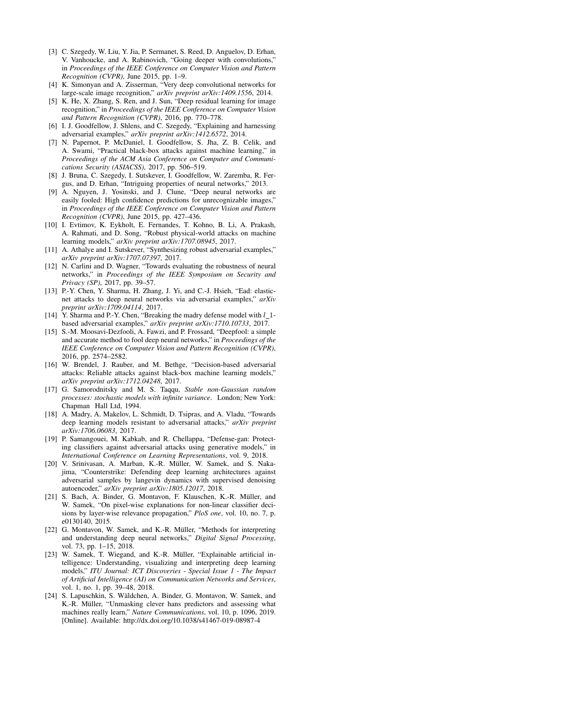[3] C. Szegedy, W. Liu, Y. Jia, P. Sermanet, S. Reed, D. Anguelov, D. Erhan, V. Vanhoucke, and A. Rabinovich, "Going deeper with convolutions," in *Proceedings of the IEEE Conference on Computer Vision and Pattern Recognition (CVPR)*, June 2015, pp. 1–9.

[4] K. Simonyan and A. Zisserman, "Very deep convolutional networks for large-scale image recognition," *arXiv preprint arXiv:1409.1556*, 2014.

[5] K. He, X. Zhang, S. Ren, and J. Sun, "Deep residual learning for image recognition," in *Proceedings of the IEEE Conference on Computer Vision and Pattern Recognition (CVPR)*, 2016, pp. 770–778.

[6] I. J. Goodfellow, J. Shlens, and C. Szegedy, "Explaining and harnessing adversarial examples," *arXiv preprint arXiv:1412.6572*, 2014.

[7] N. Papernot, P. McDaniel, I. Goodfellow, S. Jha, Z. B. Celik, and A. Swami, "Practical black-box attacks against machine learning," in *Proceedings of the ACM Asia Conference on Computer and Communications Security (ASIACSS)*, 2017, pp. 506–519.

[8] J. Bruna, C. Szegedy, I. Sutskever, I. Goodfellow, W. Zaremba, R. Fergus, and D. Erhan, "Intriguing properties of neural networks," 2013.

[9] A. Nguyen, J. Yosinski, and J. Clune, "Deep neural networks are easily fooled: High confidence predictions for unrecognizable images," in *Proceedings of the IEEE Conference on Computer Vision and Pattern Recognition (CVPR)*, June 2015, pp. 427–436.

[10] I. Evtimov, K. Eykholt, E. Fernandes, T. Kohno, B. Li, A. Prakash, A. Rahmati, and D. Song, "Robust physical-world attacks on machine learning models," *arXiv preprint arXiv:1707.08945*, 2017.

[11] A. Athalye and I. Sutskever, "Synthesizing robust adversarial examples," *arXiv preprint arXiv:1707.07397*, 2017.

[12] N. Carlini and D. Wagner, "Towards evaluating the robustness of neural networks," in *Proceedings of the IEEE Symposium on Security and Privacy (SP)*, 2017, pp. 39–57.

[13] P.-Y. Chen, Y. Sharma, H. Zhang, J. Yi, and C.-J. Hsieh, "Ead: elastic-net attacks to deep neural networks via adversarial examples," *arXiv preprint arXiv:1709.04114*, 2017.

[14] Y. Sharma and P.-Y. Chen, "Breaking the madry defense model with $l\_1$-based adversarial examples," *arXiv preprint arXiv:1710.10733*, 2017.

[15] S.-M. Moosavi-Dezfooli, A. Fawzi, and P. Frossard, "Deepfool: a simple and accurate method to fool deep neural networks," in *Proceedings of the IEEE Conference on Computer Vision and Pattern Recognition (CVPR)*, 2016, pp. 2574–2582.

[16] W. Brendel, J. Rauber, and M. Bethge, "Decision-based adversarial attacks: Reliable attacks against black-box machine learning models," *arXiv preprint arXiv:1712.04248*, 2017.

[17] G. Samorodnitsky and M. S. Taqqu, *Stable non-Gaussian random processes: stochastic models with infinite variance*. London; New York: Chapman Hall Ltd, 1994.

[18] A. Madry, A. Makelov, L. Schmidt, D. Tsipras, and A. Vladu, "Towards deep learning models resistant to adversarial attacks," *arXiv preprint arXiv:1706.06083*, 2017.

[19] P. Samangouei, M. Kabkab, and R. Chellappa, "Defense-gan: Protecting classifiers against adversarial attacks using generative models," in *International Conference on Learning Representations*, vol. 9, 2018.

[20] V. Srinivasan, A. Marban, K.-R. Müller, W. Samek, and S. Nakajima, "Counterstrike: Defending deep learning architectures against adversarial samples by langevin dynamics with supervised denoising autoencoder," *arXiv preprint arXiv:1805.12017*, 2018.

[21] S. Bach, A. Binder, G. Montavon, F. Klauschen, K.-R. Müller, and W. Samek, "On pixel-wise explanations for non-linear classifier decisions by layer-wise relevance propagation," *PloS one*, vol. 10, no. 7, p. e0130140, 2015.

[22] G. Montavon, W. Samek, and K.-R. Müller, "Methods for interpreting and understanding deep neural networks," *Digital Signal Processing*, vol. 73, pp. 1–15, 2018.

[23] W. Samek, T. Wiegand, and K.-R. Müller, "Explainable artificial intelligence: Understanding, visualizing and interpreting deep learning models," *ITU Journal: ICT Discoveries - Special Issue 1 - The Impact of Artificial Intelligence (AI) on Communication Networks and Services*, vol. 1, no. 1, pp. 39–48, 2018.

[24] S. Lapuschkin, S. Wäldchen, A. Binder, G. Montavon, W. Samek, and K.-R. Müller, "Unmasking clever hans predictors and assessing what machines really learn," *Nature Communications*, vol. 10, p. 1096, 2019. [Online]. Available: http://dx.doi.org/10.1038/s41467-019-08987-4